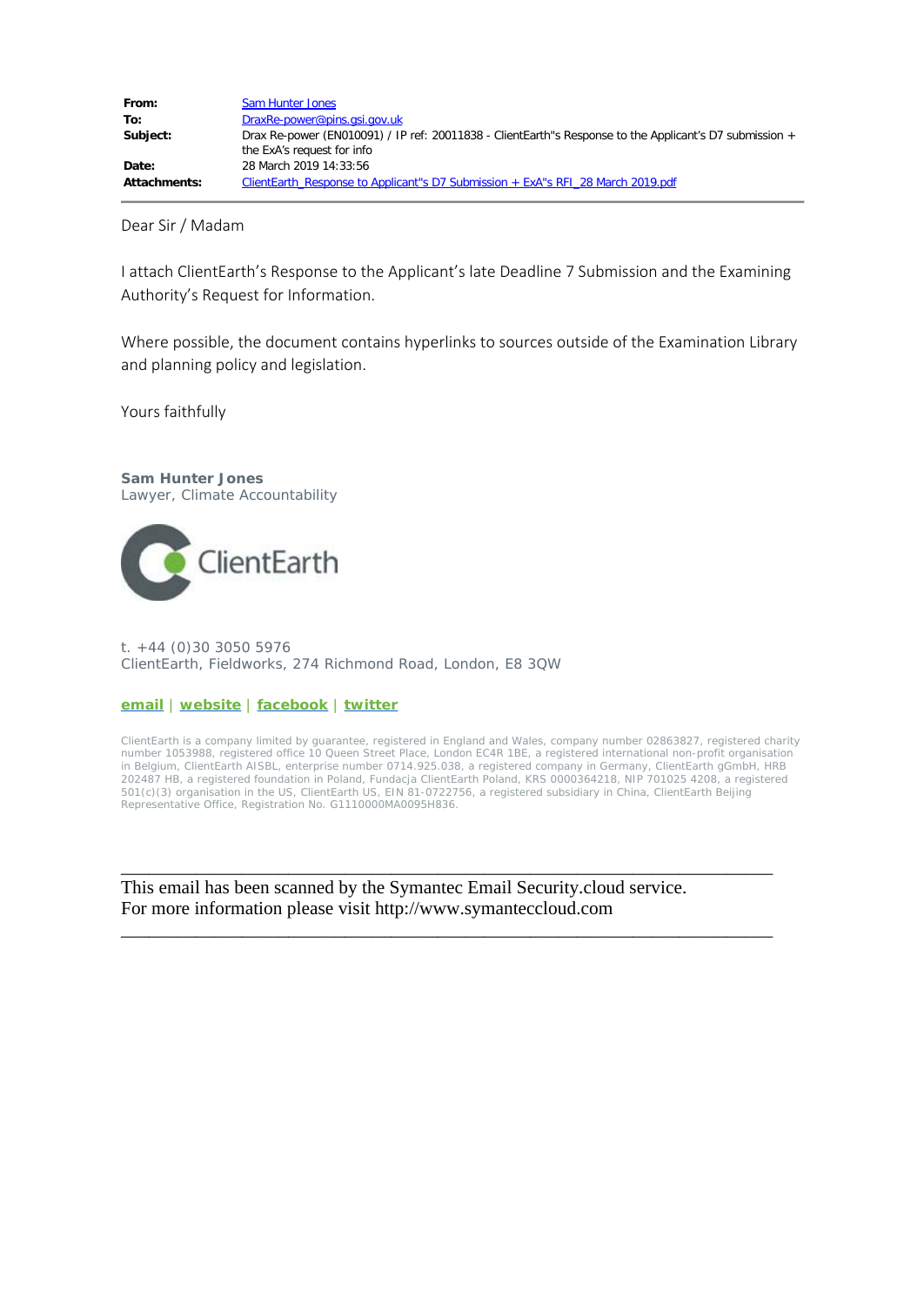| | |
|---|---|
| **From:** | Sam Hunter Jones |
| **To:** | DraxRe-power@pins.gsi.gov.uk |
| **Subject:** | Drax Re-power (EN010091) / IP ref: 20011838 - ClientEarth"s Response to the Applicant's D7 submission + the ExA's request for info |
| **Date:** | 28 March 2019 14:33:56 |
| **Attachments:** | ClientEarth_Response to Applicant"s D7 Submission + ExA"s RFI_28 March 2019.pdf |

Dear Sir / Madam

I attach ClientEarth's Response to the Applicant's late Deadline 7 Submission and the Examining Authority's Request for Information.

Where possible, the document contains hyperlinks to sources outside of the Examination Library and planning policy and legislation.

Yours faithfully

**Sam Hunter Jones**
Lawyer, Climate Accountability

ClientEarth

t. +44 (0)30 3050 5976
ClientEarth, Fieldworks, 274 Richmond Road, London, E8 3QW

**email** | **website** | **facebook** | **twitter**

ClientEarth is a company limited by guarantee, registered in England and Wales, company number 02863827, registered charity number 1053988, registered office 10 Queen Street Place, London EC4R 1BE, a registered international non-profit organisation in Belgium, ClientEarth AISBL, enterprise number 0714.925.038, a registered company in Germany, ClientEarth gGmbH, HRB 202487 HB, a registered foundation in Poland, Fundacja ClientEarth Poland, KRS 0000364218, NIP 701025 4208, a registered 501(c)(3) organisation in the US, ClientEarth US, EIN 81-0722756, a registered subsidiary in China, ClientEarth Beijing Representative Office, Registration No. G1110000MA0095H836.

---

This email has been scanned by the Symantec Email Security.cloud service.
For more information please visit http://www.symanteccloud.com

---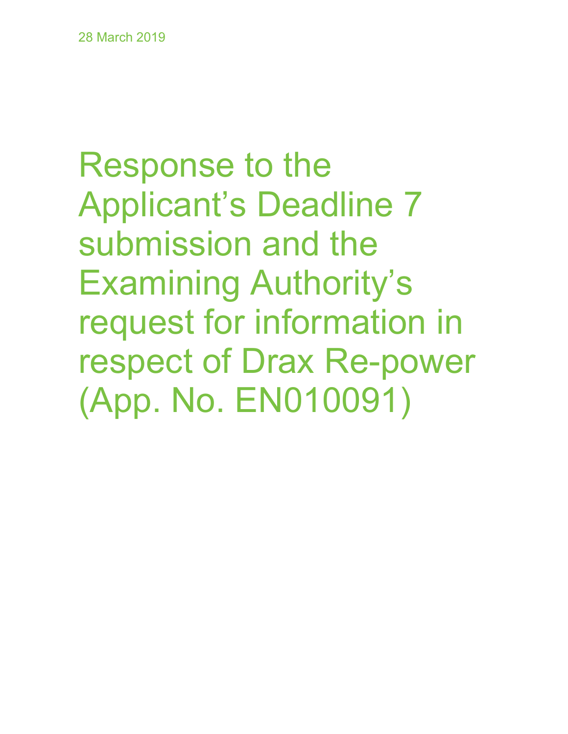28 March 2019

# Response to the Applicant's Deadline 7 submission and the Examining Authority's request for information in respect of Drax Re-power (App. No. EN010091)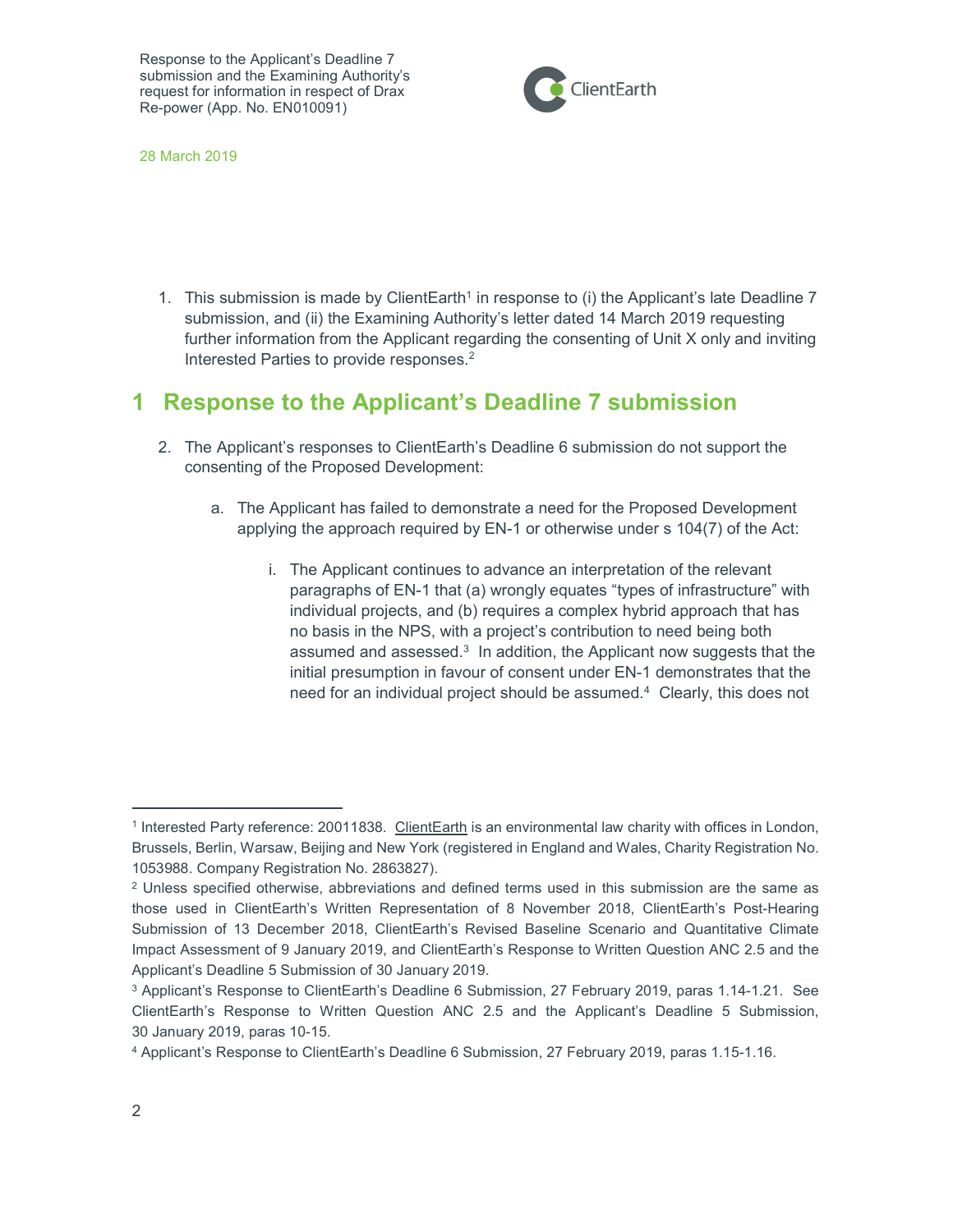1. This submission is made by ClientEarth[1] in response to (i) the Applicant's late Deadline 7 submission, and (ii) the Examining Authority's letter dated 14 March 2019 requesting further information from the Applicant regarding the consenting of Unit X only and inviting Interested Parties to provide responses.[2]

## 1 Response to the Applicant's Deadline 7 submission

2. The Applicant's responses to ClientEarth's Deadline 6 submission do not support the consenting of the Proposed Development:

   a. The Applicant has failed to demonstrate a need for the Proposed Development applying the approach required by EN-1 or otherwise under s 104(7) of the Act:

      i. The Applicant continues to advance an interpretation of the relevant paragraphs of EN-1 that (a) wrongly equates "types of infrastructure" with individual projects, and (b) requires a complex hybrid approach that has no basis in the NPS, with a project's contribution to need being both assumed and assessed.[3] In addition, the Applicant now suggests that the initial presumption in favour of consent under EN-1 demonstrates that the need for an individual project should be assumed.[4] Clearly, this does not

---

[1] Interested Party reference: 20011838. ClientEarth is an environmental law charity with offices in London, Brussels, Berlin, Warsaw, Beijing and New York (registered in England and Wales, Charity Registration No. 1053988. Company Registration No. 2863827).

[2] Unless specified otherwise, abbreviations and defined terms used in this submission are the same as those used in ClientEarth's Written Representation of 8 November 2018, ClientEarth's Post-Hearing Submission of 13 December 2018, ClientEarth's Revised Baseline Scenario and Quantitative Climate Impact Assessment of 9 January 2019, and ClientEarth's Response to Written Question ANC 2.5 and the Applicant's Deadline 5 Submission of 30 January 2019.

[3] Applicant's Response to ClientEarth's Deadline 6 Submission, 27 February 2019, paras 1.14-1.21. See ClientEarth's Response to Written Question ANC 2.5 and the Applicant's Deadline 5 Submission, 30 January 2019, paras 10-15.

[4] Applicant's Response to ClientEarth's Deadline 6 Submission, 27 February 2019, paras 1.15-1.16.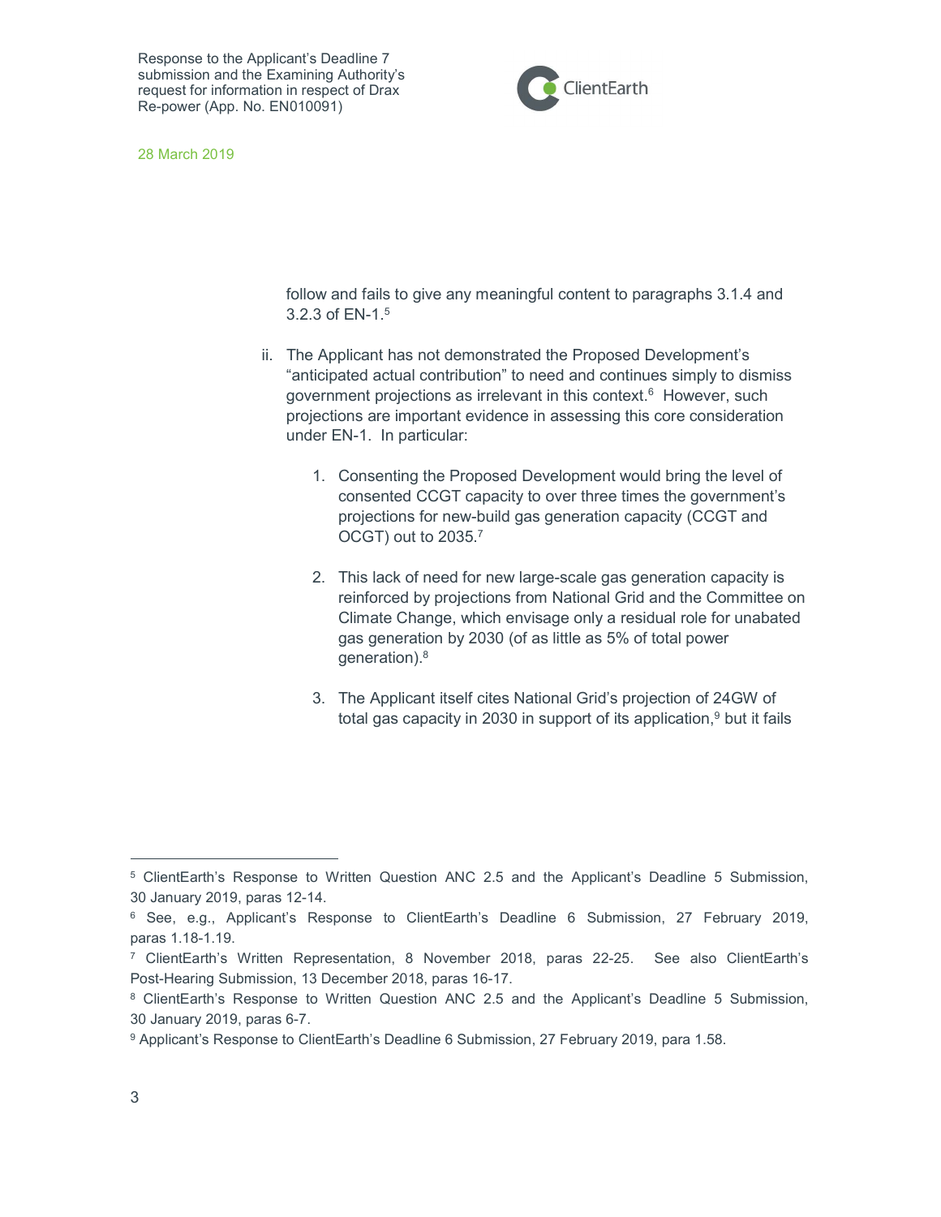follow and fails to give any meaningful content to paragraphs 3.1.4 and 3.2.3 of EN-1.[5]

ii. The Applicant has not demonstrated the Proposed Development's "anticipated actual contribution" to need and continues simply to dismiss government projections as irrelevant in this context.[6] However, such projections are important evidence in assessing this core consideration under EN-1. In particular:

   1. Consenting the Proposed Development would bring the level of consented CCGT capacity to over three times the government's projections for new-build gas generation capacity (CCGT and OCGT) out to 2035.[7]

   2. This lack of need for new large-scale gas generation capacity is reinforced by projections from National Grid and the Committee on Climate Change, which envisage only a residual role for unabated gas generation by 2030 (of as little as 5% of total power generation).[8]

   3. The Applicant itself cites National Grid's projection of 24GW of total gas capacity in 2030 in support of its application,[9] but it fails

---

[5] ClientEarth's Response to Written Question ANC 2.5 and the Applicant's Deadline 5 Submission, 30 January 2019, paras 12-14.

[6] See, e.g., Applicant's Response to ClientEarth's Deadline 6 Submission, 27 February 2019, paras 1.18-1.19.

[7] ClientEarth's Written Representation, 8 November 2018, paras 22-25. See also ClientEarth's Post-Hearing Submission, 13 December 2018, paras 16-17.

[8] ClientEarth's Response to Written Question ANC 2.5 and the Applicant's Deadline 5 Submission, 30 January 2019, paras 6-7.

[9] Applicant's Response to ClientEarth's Deadline 6 Submission, 27 February 2019, para 1.58.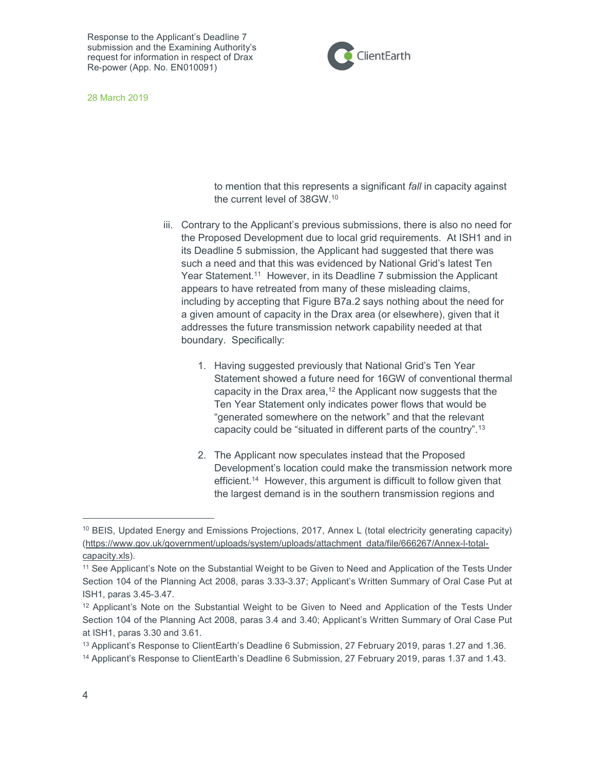to mention that this represents a significant *fall* in capacity against the current level of 38GW.[10]

iii. Contrary to the Applicant's previous submissions, there is also no need for the Proposed Development due to local grid requirements. At ISH1 and in its Deadline 5 submission, the Applicant had suggested that there was such a need and that this was evidenced by National Grid's latest Ten Year Statement.[11] However, in its Deadline 7 submission the Applicant appears to have retreated from many of these misleading claims, including by accepting that Figure B7a.2 says nothing about the need for a given amount of capacity in the Drax area (or elsewhere), given that it addresses the future transmission network capability needed at that boundary. Specifically:

1. Having suggested previously that National Grid's Ten Year Statement showed a future need for 16GW of conventional thermal capacity in the Drax area,[12] the Applicant now suggests that the Ten Year Statement only indicates power flows that would be "generated somewhere on the network" and that the relevant capacity could be "situated in different parts of the country".[13]

2. The Applicant now speculates instead that the Proposed Development's location could make the transmission network more efficient.[14] However, this argument is difficult to follow given that the largest demand is in the southern transmission regions and

---

[10] BEIS, Updated Energy and Emissions Projections, 2017, Annex L (total electricity generating capacity) (https://www.gov.uk/government/uploads/system/uploads/attachment_data/file/666267/Annex-l-total-capacity.xls).

[11] See Applicant's Note on the Substantial Weight to be Given to Need and Application of the Tests Under Section 104 of the Planning Act 2008, paras 3.33-3.37; Applicant's Written Summary of Oral Case Put at ISH1, paras 3.45-3.47.

[12] Applicant's Note on the Substantial Weight to be Given to Need and Application of the Tests Under Section 104 of the Planning Act 2008, paras 3.4 and 3.40; Applicant's Written Summary of Oral Case Put at ISH1, paras 3.30 and 3.61.

[13] Applicant's Response to ClientEarth's Deadline 6 Submission, 27 February 2019, paras 1.27 and 1.36.

[14] Applicant's Response to ClientEarth's Deadline 6 Submission, 27 February 2019, paras 1.37 and 1.43.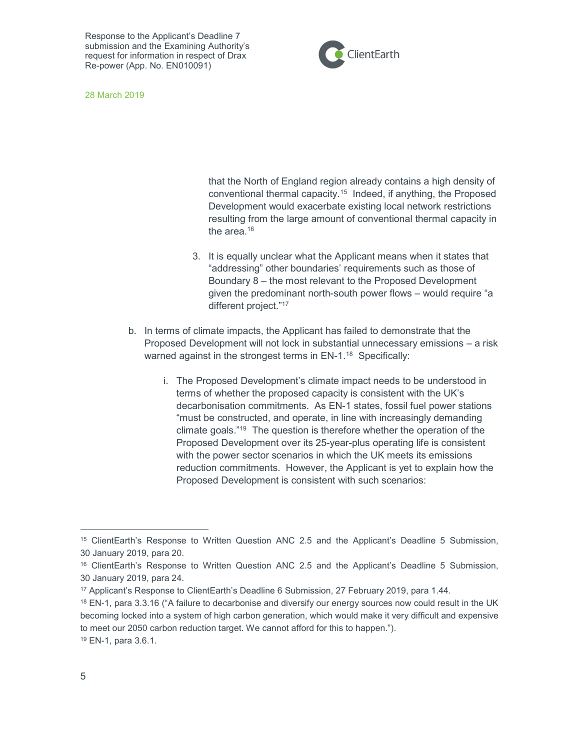that the North of England region already contains a high density of conventional thermal capacity.[15] Indeed, if anything, the Proposed Development would exacerbate existing local network restrictions resulting from the large amount of conventional thermal capacity in the area.[16]

3. It is equally unclear what the Applicant means when it states that "addressing" other boundaries' requirements such as those of Boundary 8 – the most relevant to the Proposed Development given the predominant north-south power flows – would require "a different project."[17]

b. In terms of climate impacts, the Applicant has failed to demonstrate that the Proposed Development will not lock in substantial unnecessary emissions – a risk warned against in the strongest terms in EN-1.[18] Specifically:

   i. The Proposed Development's climate impact needs to be understood in terms of whether the proposed capacity is consistent with the UK's decarbonisation commitments. As EN-1 states, fossil fuel power stations "must be constructed, and operate, in line with increasingly demanding climate goals."[19] The question is therefore whether the operation of the Proposed Development over its 25-year-plus operating life is consistent with the power sector scenarios in which the UK meets its emissions reduction commitments. However, the Applicant is yet to explain how the Proposed Development is consistent with such scenarios:

---

[15] ClientEarth's Response to Written Question ANC 2.5 and the Applicant's Deadline 5 Submission, 30 January 2019, para 20.

[16] ClientEarth's Response to Written Question ANC 2.5 and the Applicant's Deadline 5 Submission, 30 January 2019, para 24.

[17] Applicant's Response to ClientEarth's Deadline 6 Submission, 27 February 2019, para 1.44.

[18] EN-1, para 3.3.16 ("A failure to decarbonise and diversify our energy sources now could result in the UK becoming locked into a system of high carbon generation, which would make it very difficult and expensive to meet our 2050 carbon reduction target. We cannot afford for this to happen.").

[19] EN-1, para 3.6.1.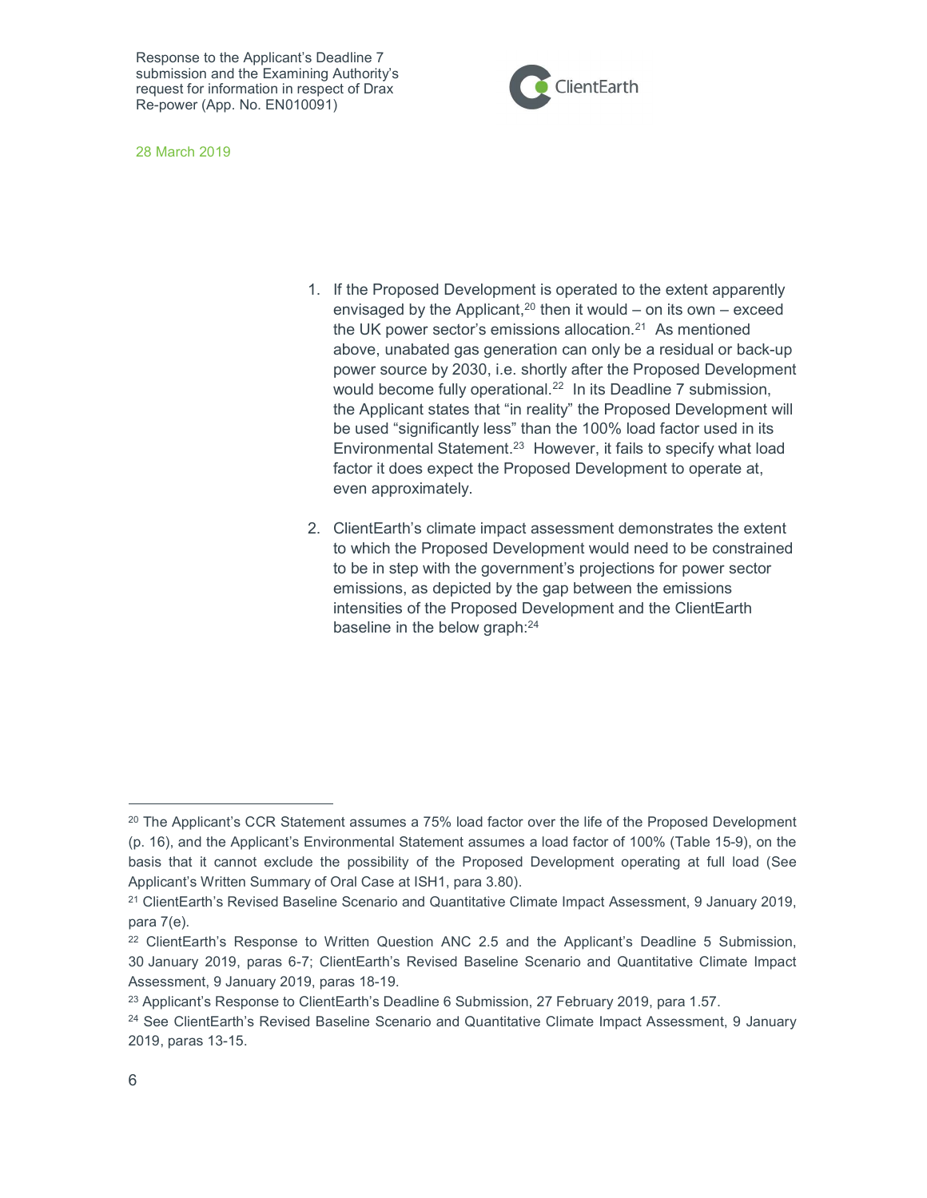1. If the Proposed Development is operated to the extent apparently envisaged by the Applicant,[20] then it would – on its own – exceed the UK power sector's emissions allocation.[21] As mentioned above, unabated gas generation can only be a residual or back-up power source by 2030, i.e. shortly after the Proposed Development would become fully operational.[22] In its Deadline 7 submission, the Applicant states that "in reality" the Proposed Development will be used "significantly less" than the 100% load factor used in its Environmental Statement.[23] However, it fails to specify what load factor it does expect the Proposed Development to operate at, even approximately.

2. ClientEarth's climate impact assessment demonstrates the extent to which the Proposed Development would need to be constrained to be in step with the government's projections for power sector emissions, as depicted by the gap between the emissions intensities of the Proposed Development and the ClientEarth baseline in the below graph:[24]

---

[20] The Applicant's CCR Statement assumes a 75% load factor over the life of the Proposed Development (p. 16), and the Applicant's Environmental Statement assumes a load factor of 100% (Table 15-9), on the basis that it cannot exclude the possibility of the Proposed Development operating at full load (See Applicant's Written Summary of Oral Case at ISH1, para 3.80).

[21] ClientEarth's Revised Baseline Scenario and Quantitative Climate Impact Assessment, 9 January 2019, para 7(e).

[22] ClientEarth's Response to Written Question ANC 2.5 and the Applicant's Deadline 5 Submission, 30 January 2019, paras 6-7; ClientEarth's Revised Baseline Scenario and Quantitative Climate Impact Assessment, 9 January 2019, paras 18-19.

[23] Applicant's Response to ClientEarth's Deadline 6 Submission, 27 February 2019, para 1.57.

[24] See ClientEarth's Revised Baseline Scenario and Quantitative Climate Impact Assessment, 9 January 2019, paras 13-15.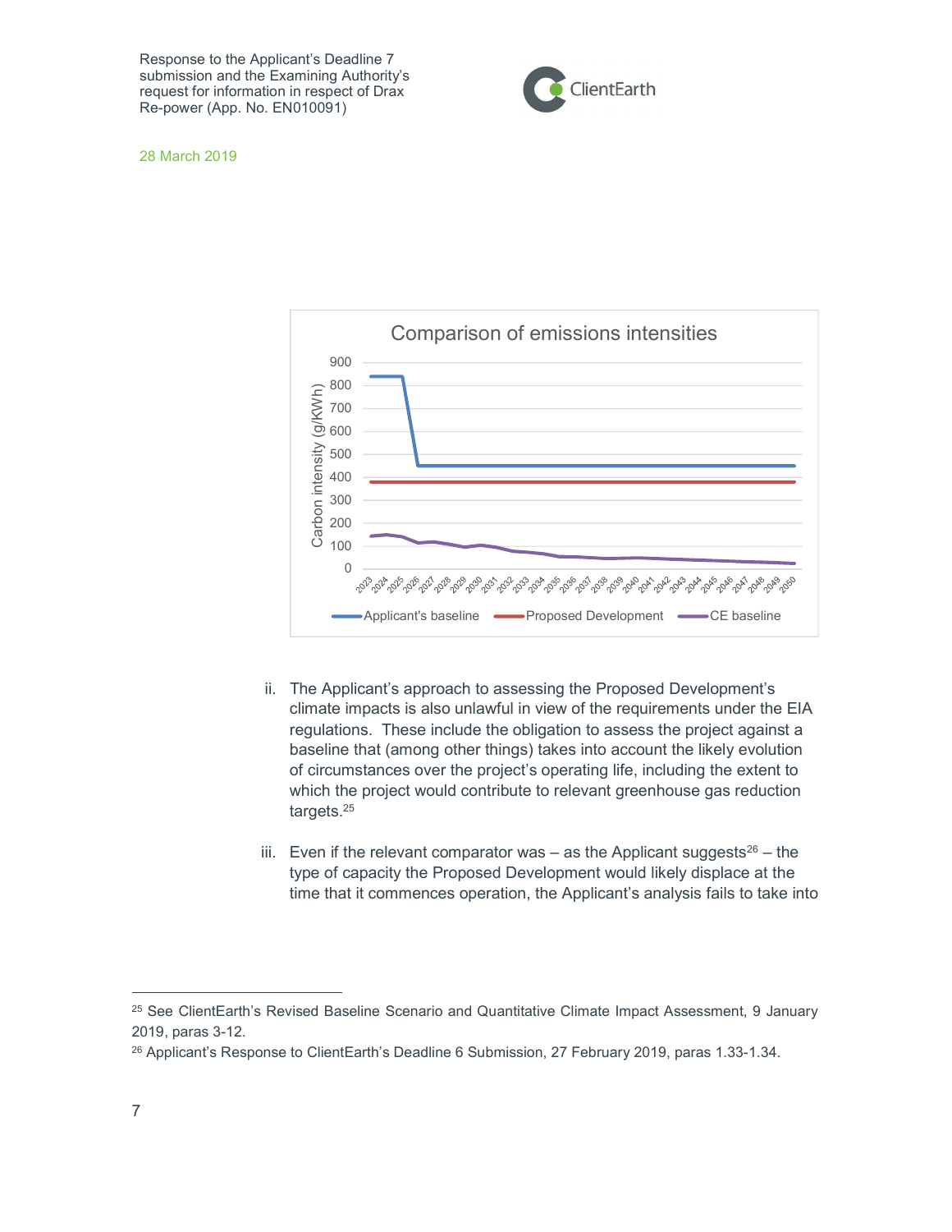ii. The Applicant's approach to assessing the Proposed Development's climate impacts is also unlawful in view of the requirements under the EIA regulations. These include the obligation to assess the project against a baseline that (among other things) takes into account the likely evolution of circumstances over the project's operating life, including the extent to which the project would contribute to relevant greenhouse gas reduction targets.[25]

iii. Even if the relevant comparator was – as the Applicant suggests[26] – the type of capacity the Proposed Development would likely displace at the time that it commences operation, the Applicant's analysis fails to take into

[25] See ClientEarth's Revised Baseline Scenario and Quantitative Climate Impact Assessment, 9 January 2019, paras 3-12.

[26] Applicant's Response to ClientEarth's Deadline 6 Submission, 27 February 2019, paras 1.33-1.34.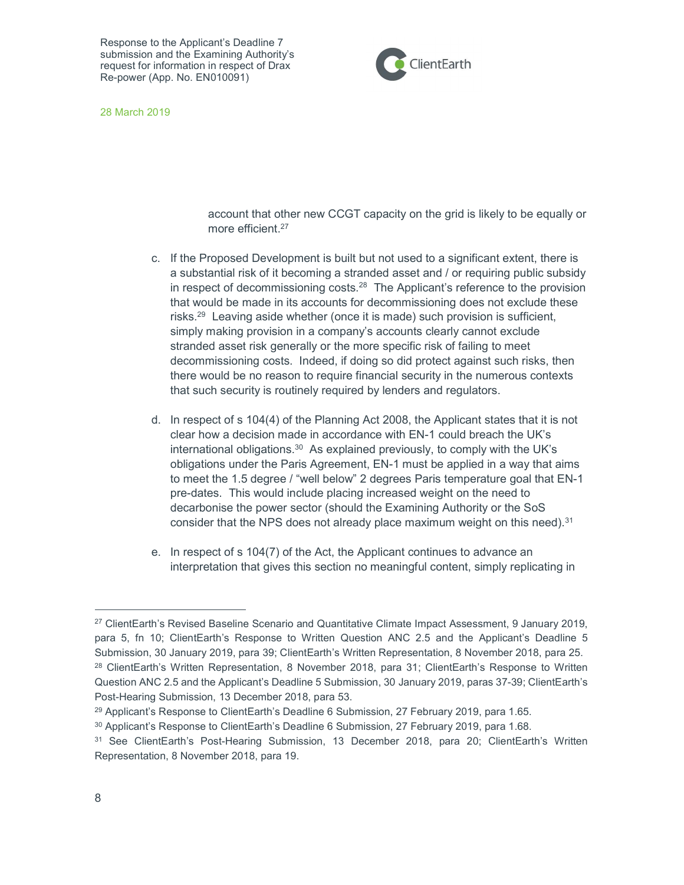account that other new CCGT capacity on the grid is likely to be equally or more efficient.[27]

c. If the Proposed Development is built but not used to a significant extent, there is a substantial risk of it becoming a stranded asset and / or requiring public subsidy in respect of decommissioning costs.[28] The Applicant's reference to the provision that would be made in its accounts for decommissioning does not exclude these risks.[29] Leaving aside whether (once it is made) such provision is sufficient, simply making provision in a company's accounts clearly cannot exclude stranded asset risk generally or the more specific risk of failing to meet decommissioning costs. Indeed, if doing so did protect against such risks, then there would be no reason to require financial security in the numerous contexts that such security is routinely required by lenders and regulators.

d. In respect of s 104(4) of the Planning Act 2008, the Applicant states that it is not clear how a decision made in accordance with EN-1 could breach the UK's international obligations.[30] As explained previously, to comply with the UK's obligations under the Paris Agreement, EN-1 must be applied in a way that aims to meet the 1.5 degree / "well below" 2 degrees Paris temperature goal that EN-1 pre-dates. This would include placing increased weight on the need to decarbonise the power sector (should the Examining Authority or the SoS consider that the NPS does not already place maximum weight on this need).[31]

e. In respect of s 104(7) of the Act, the Applicant continues to advance an interpretation that gives this section no meaningful content, simply replicating in

---

[27] ClientEarth's Revised Baseline Scenario and Quantitative Climate Impact Assessment, 9 January 2019, para 5, fn 10; ClientEarth's Response to Written Question ANC 2.5 and the Applicant's Deadline 5 Submission, 30 January 2019, para 39; ClientEarth's Written Representation, 8 November 2018, para 25.

[28] ClientEarth's Written Representation, 8 November 2018, para 31; ClientEarth's Response to Written Question ANC 2.5 and the Applicant's Deadline 5 Submission, 30 January 2019, paras 37-39; ClientEarth's Post-Hearing Submission, 13 December 2018, para 53.

[29] Applicant's Response to ClientEarth's Deadline 6 Submission, 27 February 2019, para 1.65.

[30] Applicant's Response to ClientEarth's Deadline 6 Submission, 27 February 2019, para 1.68.

[31] See ClientEarth's Post-Hearing Submission, 13 December 2018, para 20; ClientEarth's Written Representation, 8 November 2018, para 19.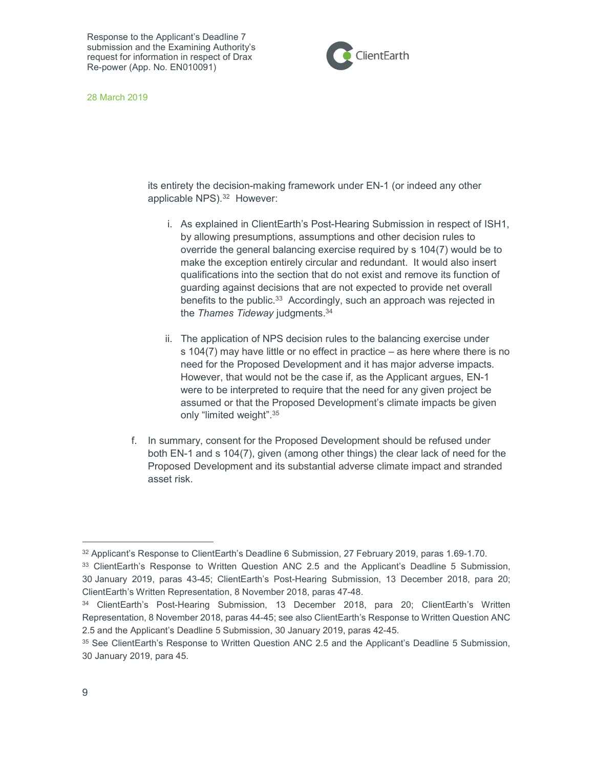its entirety the decision-making framework under EN-1 (or indeed any other applicable NPS).[32] However:

i. As explained in ClientEarth's Post-Hearing Submission in respect of ISH1, by allowing presumptions, assumptions and other decision rules to override the general balancing exercise required by s 104(7) would be to make the exception entirely circular and redundant. It would also insert qualifications into the section that do not exist and remove its function of guarding against decisions that are not expected to provide net overall benefits to the public.[33] Accordingly, such an approach was rejected in the *Thames Tideway* judgments.[34]

ii. The application of NPS decision rules to the balancing exercise under s 104(7) may have little or no effect in practice – as here where there is no need for the Proposed Development and it has major adverse impacts. However, that would not be the case if, as the Applicant argues, EN-1 were to be interpreted to require that the need for any given project be assumed or that the Proposed Development's climate impacts be given only "limited weight".[35]

f. In summary, consent for the Proposed Development should be refused under both EN-1 and s 104(7), given (among other things) the clear lack of need for the Proposed Development and its substantial adverse climate impact and stranded asset risk.

---

[32] Applicant's Response to ClientEarth's Deadline 6 Submission, 27 February 2019, paras 1.69-1.70.

[33] ClientEarth's Response to Written Question ANC 2.5 and the Applicant's Deadline 5 Submission, 30 January 2019, paras 43-45; ClientEarth's Post-Hearing Submission, 13 December 2018, para 20; ClientEarth's Written Representation, 8 November 2018, paras 47-48.

[34] ClientEarth's Post-Hearing Submission, 13 December 2018, para 20; ClientEarth's Written Representation, 8 November 2018, paras 44-45; see also ClientEarth's Response to Written Question ANC 2.5 and the Applicant's Deadline 5 Submission, 30 January 2019, paras 42-45.

[35] See ClientEarth's Response to Written Question ANC 2.5 and the Applicant's Deadline 5 Submission, 30 January 2019, para 45.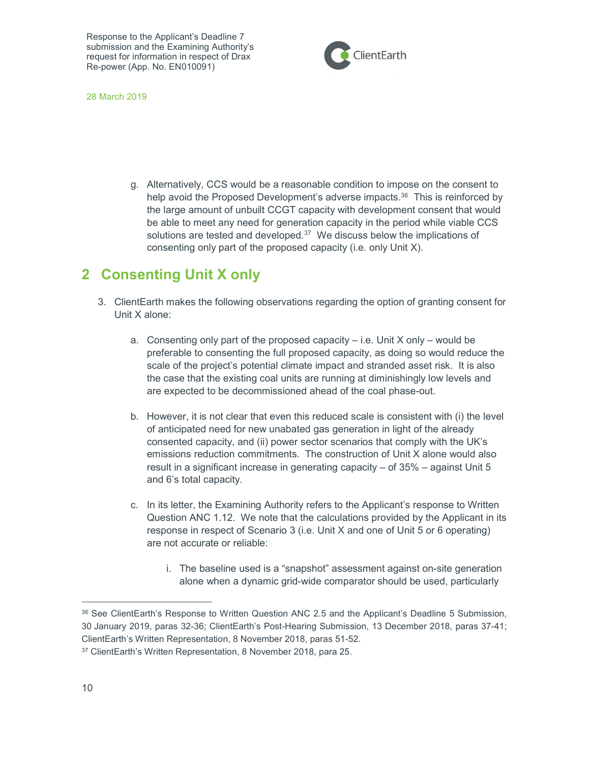g. Alternatively, CCS would be a reasonable condition to impose on the consent to help avoid the Proposed Development's adverse impacts.[36] This is reinforced by the large amount of unbuilt CCGT capacity with development consent that would be able to meet any need for generation capacity in the period while viable CCS solutions are tested and developed.[37] We discuss below the implications of consenting only part of the proposed capacity (i.e. only Unit X).

## 2 Consenting Unit X only

3. ClientEarth makes the following observations regarding the option of granting consent for Unit X alone:

   a. Consenting only part of the proposed capacity – i.e. Unit X only – would be preferable to consenting the full proposed capacity, as doing so would reduce the scale of the project's potential climate impact and stranded asset risk. It is also the case that the existing coal units are running at diminishingly low levels and are expected to be decommissioned ahead of the coal phase-out.

   b. However, it is not clear that even this reduced scale is consistent with (i) the level of anticipated need for new unabated gas generation in light of the already consented capacity, and (ii) power sector scenarios that comply with the UK's emissions reduction commitments. The construction of Unit X alone would also result in a significant increase in generating capacity – of 35% – against Unit 5 and 6's total capacity.

   c. In its letter, the Examining Authority refers to the Applicant's response to Written Question ANC 1.12. We note that the calculations provided by the Applicant in its response in respect of Scenario 3 (i.e. Unit X and one of Unit 5 or 6 operating) are not accurate or reliable:

      i. The baseline used is a "snapshot" assessment against on-site generation alone when a dynamic grid-wide comparator should be used, particularly

---

[36] See ClientEarth's Response to Written Question ANC 2.5 and the Applicant's Deadline 5 Submission, 30 January 2019, paras 32-36; ClientEarth's Post-Hearing Submission, 13 December 2018, paras 37-41; ClientEarth's Written Representation, 8 November 2018, paras 51-52.

[37] ClientEarth's Written Representation, 8 November 2018, para 25.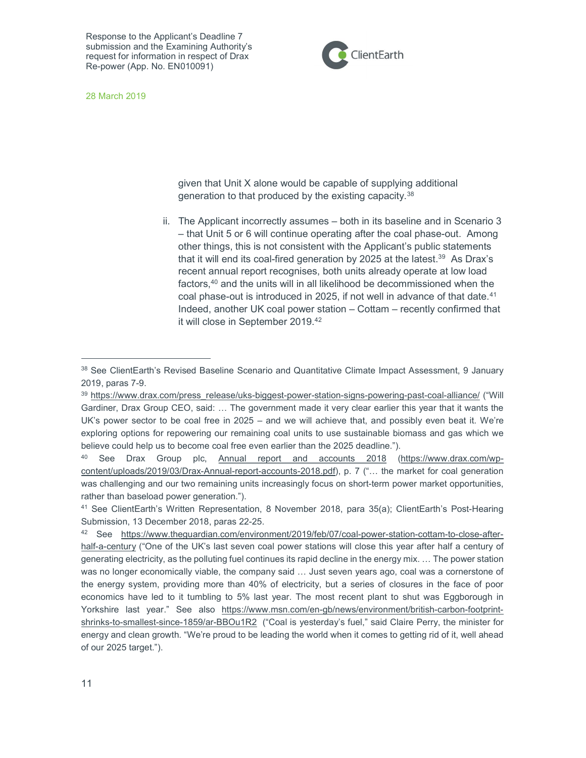given that Unit X alone would be capable of supplying additional generation to that produced by the existing capacity.[38]

ii. The Applicant incorrectly assumes – both in its baseline and in Scenario 3 – that Unit 5 or 6 will continue operating after the coal phase-out. Among other things, this is not consistent with the Applicant's public statements that it will end its coal-fired generation by 2025 at the latest.[39] As Drax's recent annual report recognises, both units already operate at low load factors,[40] and the units will in all likelihood be decommissioned when the coal phase-out is introduced in 2025, if not well in advance of that date.[41] Indeed, another UK coal power station – Cottam – recently confirmed that it will close in September 2019.[42]

---

[38] See ClientEarth's Revised Baseline Scenario and Quantitative Climate Impact Assessment, 9 January 2019, paras 7-9.

[39] https://www.drax.com/press_release/uks-biggest-power-station-signs-powering-past-coal-alliance/ ("Will Gardiner, Drax Group CEO, said: … The government made it very clear earlier this year that it wants the UK's power sector to be coal free in 2025 – and we will achieve that, and possibly even beat it. We're exploring options for repowering our remaining coal units to use sustainable biomass and gas which we believe could help us to become coal free even earlier than the 2025 deadline.").

[40] See Drax Group plc, Annual report and accounts 2018 (https://www.drax.com/wp-content/uploads/2019/03/Drax-Annual-report-accounts-2018.pdf), p. 7 ("… the market for coal generation was challenging and our two remaining units increasingly focus on short-term power market opportunities, rather than baseload power generation.").

[41] See ClientEarth's Written Representation, 8 November 2018, para 35(a); ClientEarth's Post-Hearing Submission, 13 December 2018, paras 22-25.

[42] See https://www.theguardian.com/environment/2019/feb/07/coal-power-station-cottam-to-close-after-half-a-century ("One of the UK's last seven coal power stations will close this year after half a century of generating electricity, as the polluting fuel continues its rapid decline in the energy mix. … The power station was no longer economically viable, the company said … Just seven years ago, coal was a cornerstone of the energy system, providing more than 40% of electricity, but a series of closures in the face of poor economics have led to it tumbling to 5% last year. The most recent plant to shut was Eggborough in Yorkshire last year." See also https://www.msn.com/en-gb/news/environment/british-carbon-footprint-shrinks-to-smallest-since-1859/ar-BBOu1R2 ("Coal is yesterday's fuel," said Claire Perry, the minister for energy and clean growth. "We're proud to be leading the world when it comes to getting rid of it, well ahead of our 2025 target.").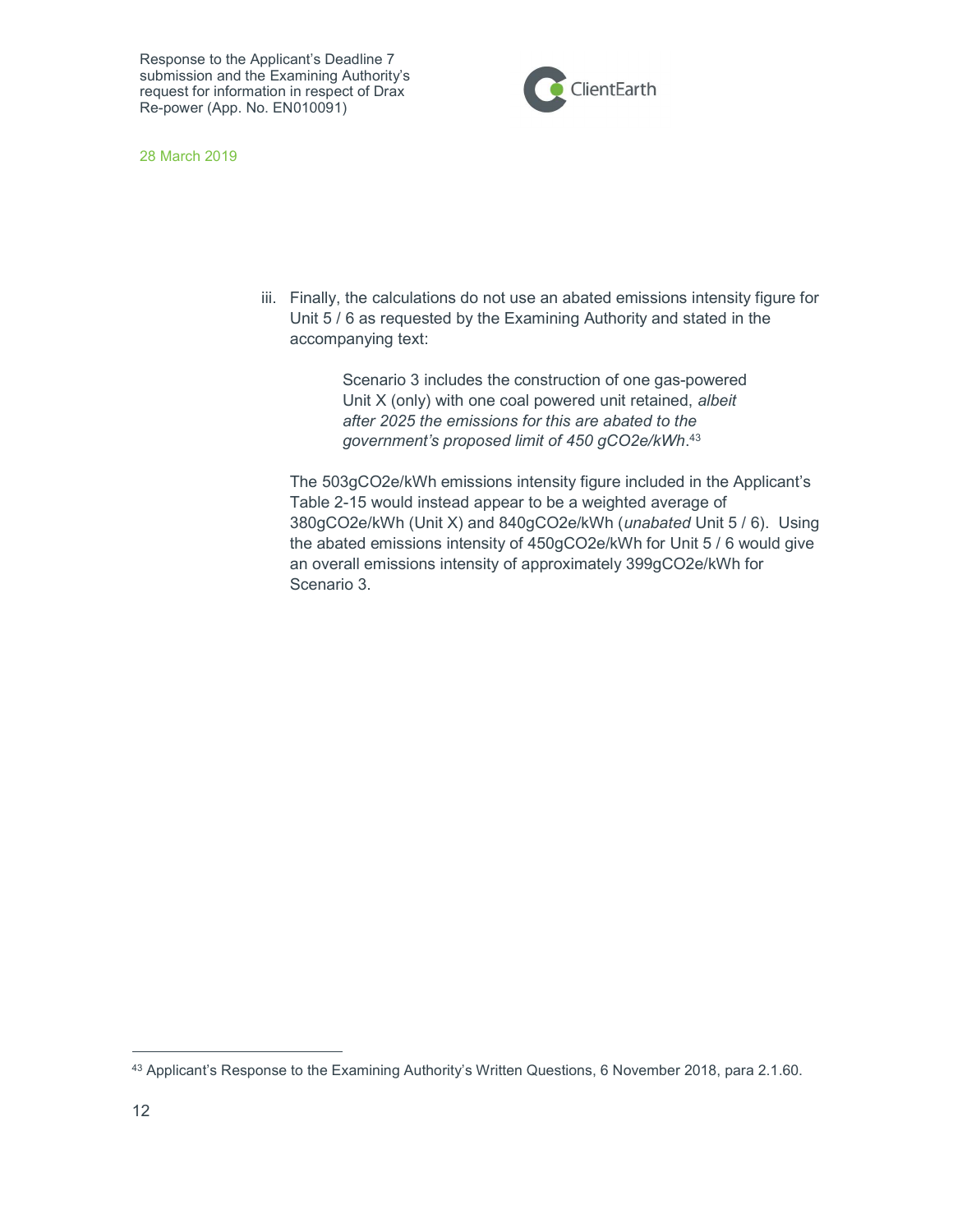iii. Finally, the calculations do not use an abated emissions intensity figure for Unit 5 / 6 as requested by the Examining Authority and stated in the accompanying text:

> Scenario 3 includes the construction of one gas-powered Unit X (only) with one coal powered unit retained, *albeit after 2025 the emissions for this are abated to the government's proposed limit of 450 gCO2e/kWh*.[43]

The 503gCO2e/kWh emissions intensity figure included in the Applicant's Table 2-15 would instead appear to be a weighted average of 380gCO2e/kWh (Unit X) and 840gCO2e/kWh (*unabated* Unit 5 / 6). Using the abated emissions intensity of 450gCO2e/kWh for Unit 5 / 6 would give an overall emissions intensity of approximately 399gCO2e/kWh for Scenario 3.

---

[43] Applicant's Response to the Examining Authority's Written Questions, 6 November 2018, para 2.1.60.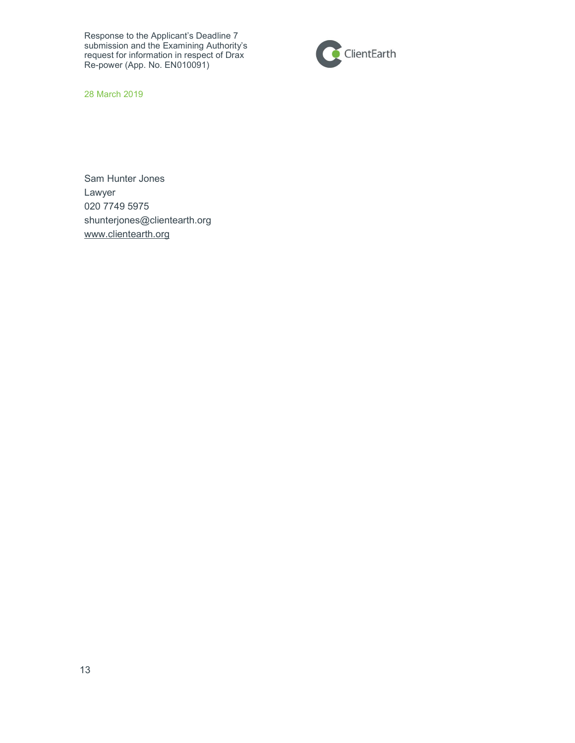Response to the Applicant's Deadline 7 submission and the Examining Authority's request for information in respect of Drax Re-power (App. No. EN010091)

ClientEarth

28 March 2019

Sam Hunter Jones
Lawyer
020 7749 5975
shunterjones@clientearth.org
www.clientearth.org